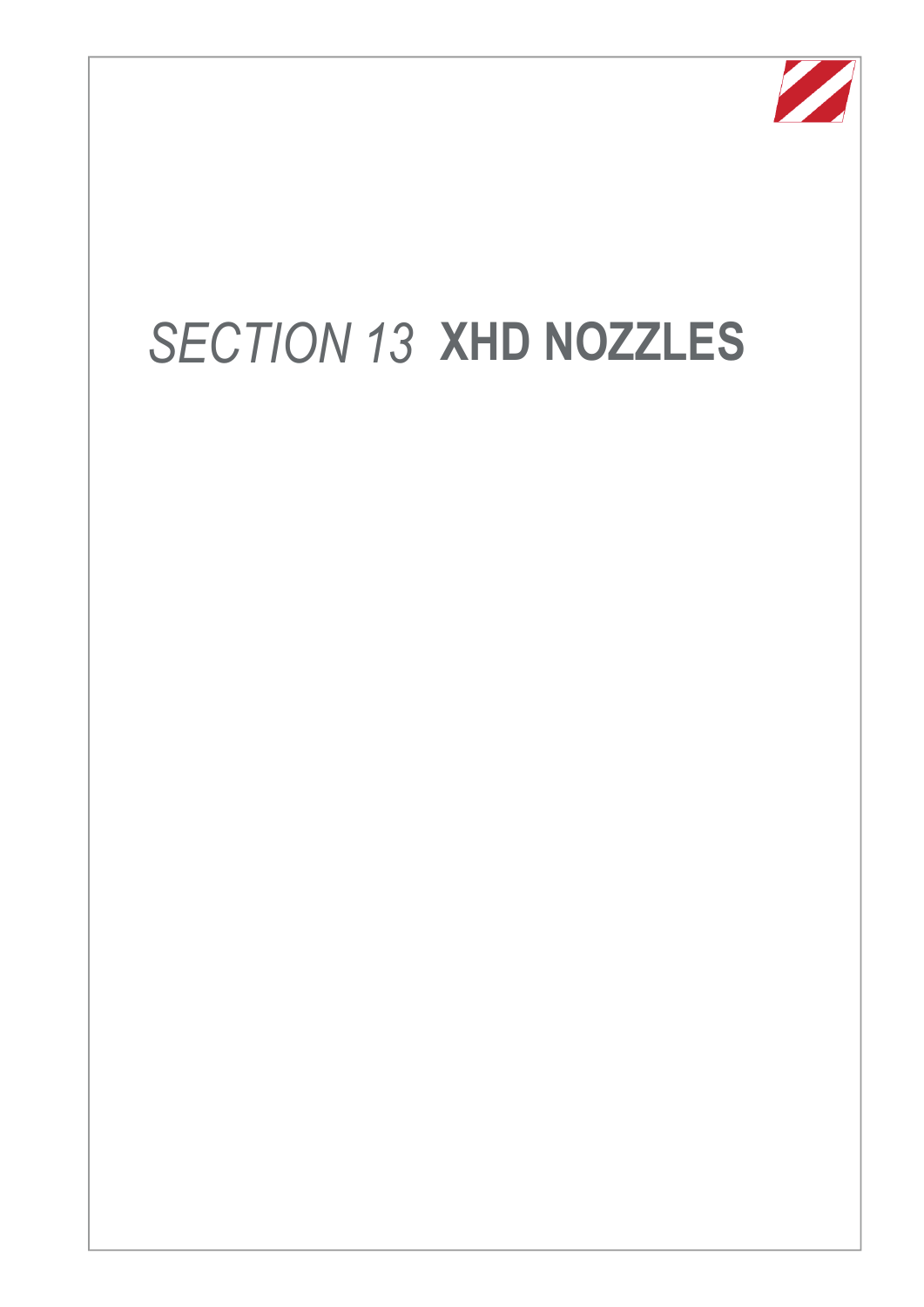# *SECTION 13* **XHD NOZZLES**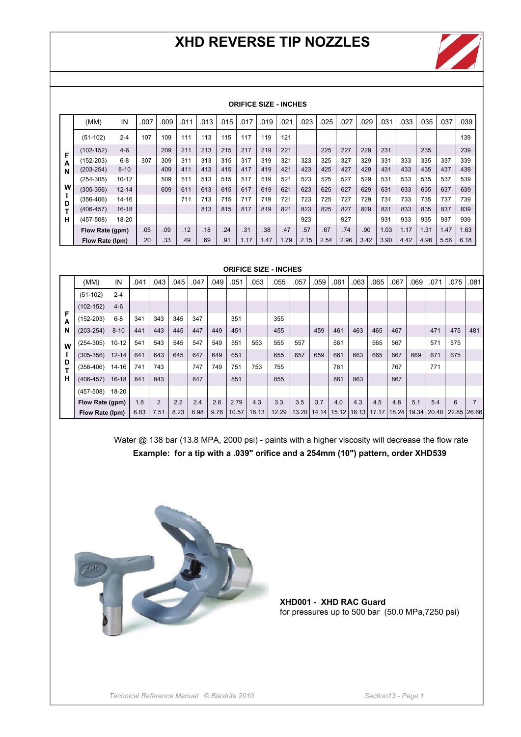# XHD REVERSE TIP NOZZLES

**ORIFICE SIZE - INCHES**

| | (MM) | IN | .007 | .009 | .011 | .013 | .015 | .017 | .019 | .021 | .023 | .025 | .027 | .029 | .031 | .033 | .035 | .037 | .039 |
|---|---|---|---|---|---|---|---|---|---|---|---|---|---|---|---|---|---|---|---|
| FAN WIDTH | (51-102) | 2-4 | 107 | 109 | 111 | 113 | 115 | 117 | 119 | 121 | | | | | | | | | 139 |
| | (102-152) | 4-6 | | 209 | 211 | 213 | 215 | 217 | 219 | 221 | | 225 | 227 | 229 | 231 | | 235 | | 239 |
| | (152-203) | 6-8 | 307 | 309 | 311 | 313 | 315 | 317 | 319 | 321 | 323 | 325 | 327 | 329 | 331 | 333 | 335 | 337 | 339 |
| | (203-254) | 8-10 | | 409 | 411 | 413 | 415 | 417 | 419 | 421 | 423 | 425 | 427 | 429 | 431 | 433 | 435 | 437 | 439 |
| | (254-305) | 10-12 | | 509 | 511 | 513 | 515 | 517 | 519 | 521 | 523 | 525 | 527 | 529 | 531 | 533 | 535 | 537 | 539 |
| | (305-356) | 12-14 | | 609 | 611 | 613 | 615 | 617 | 619 | 621 | 623 | 625 | 627 | 629 | 631 | 633 | 635 | 637 | 639 |
| | (356-406) | 14-16 | | | 711 | 713 | 715 | 717 | 719 | 721 | 723 | 725 | 727 | 729 | 731 | 733 | 735 | 737 | 739 |
| | (406-457) | 16-18 | | | | 813 | 815 | 817 | 819 | 821 | 823 | 825 | 827 | 829 | 831 | 833 | 835 | 837 | 839 |
| | (457-508) | 18-20 | | | | | | | | | 923 | | 927 | | 931 | 933 | 935 | 937 | 939 |
| | **Flow Rate (gpm)** | | .05 | .09 | .12 | .18 | .24 | .31 | .38 | .47 | .57 | .67 | .74 | .90 | 1.03 | 1.17 | 1.31 | 1.47 | 1.63 |
| | **Flow Rate (lpm)** | | .20 | .33 | .49 | .69 | .91 | 1.17 | 1.47 | 1.79 | 2.15 | 2.54 | 2.96 | 3.42 | 3.90 | 4.42 | 4.98 | 5.56 | 6.18 |

**ORIFICE SIZE - INCHES**

| | (MM) | IN | .041 | .043 | .045 | .047 | .049 | .051 | .053 | .055 | .057 | .059 | .061 | .063 | .065 | .067 | .069 | .071 | .075 | .081 |
|---|---|---|---|---|---|---|---|---|---|---|---|---|---|---|---|---|---|---|---|---|
| FAN WIDTH | (51-102) | 2-4 | | | | | | | | | | | | | | | | | | |
| | (102-152) | 4-6 | | | | | | | | | | | | | | | | | | |
| | (152-203) | 6-8 | 341 | 343 | 345 | 347 | | 351 | | 355 | | | | | | | | | | |
| | (203-254) | 8-10 | 441 | 443 | 445 | 447 | 449 | 451 | | 455 | | 459 | 461 | 463 | 465 | 467 | | 471 | 475 | 481 |
| | (254-305) | 10-12 | 541 | 543 | 545 | 547 | 549 | 551 | 553 | 555 | 557 | | 561 | | 565 | 567 | | 571 | 575 | |
| | (305-356) | 12-14 | 641 | 643 | 645 | 647 | 649 | 651 | | 655 | 657 | 659 | 661 | 663 | 665 | 667 | 669 | 671 | 675 | |
| | (356-406) | 14-16 | 741 | 743 | | 747 | 749 | 751 | 753 | 755 | | | 761 | | | 767 | | 771 | | |
| | (406-457) | 16-18 | 841 | 843 | | 847 | | 851 | | 855 | | | 861 | 863 | | 867 | | | | |
| | (457-508) | 18-20 | | | | | | | | | | | | | | | | | | |
| | **Flow Rate (gpm)** | | 1.8 | 2 | 2.2 | 2.4 | 2.6 | 2.79 | 4.3 | 3.3 | 3.5 | 3.7 | 4.0 | 4.3 | 4.5 | 4.8 | 5.1 | 5.4 | 6 | 7 |
| | **Flow Rate (lpm)** | | 6.83 | 7.51 | 8.23 | 8.98 | 9.76 | 10.57 | 16.13 | 12.29 | 13.20 | 14.14 | 15.12 | 16.13 | 17.17 | 18.24 | 19.34 | 20.48 | 22.85 | 26.66 |

Water @ 138 bar (13.8 MPA, 2000 psi) - paints with a higher viscosity will decrease the flow rate

**Example: for a tip with a .039" orifice and a 254mm (10") pattern, order XHD539**

**XHD001 - XHD RAC Guard**
for pressures up to 500 bar (50.0 MPa,7250 psi)